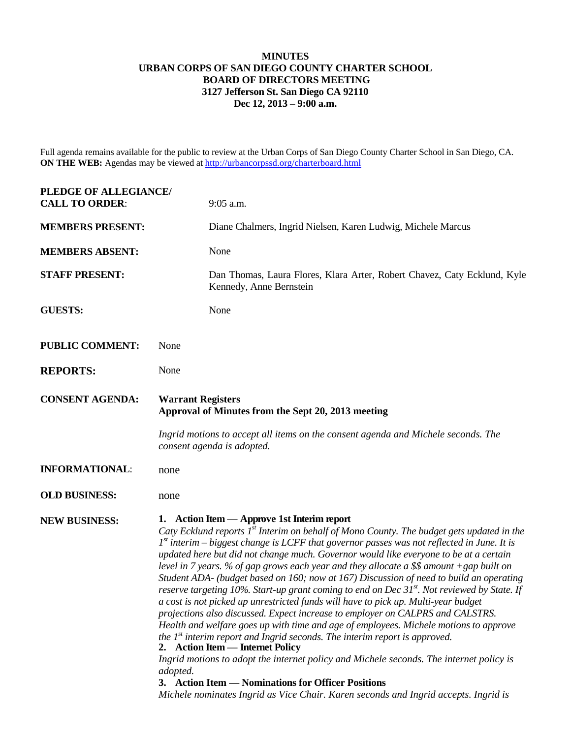**MINUTES**
**URBAN CORPS OF SAN DIEGO COUNTY CHARTER SCHOOL**
**BOARD OF DIRECTORS MEETING**
**3127 Jefferson St. San Diego CA 92110**
**Dec 12, 2013 – 9:00 a.m.**

Full agenda remains available for the public to review at the Urban Corps of San Diego County Charter School in San Diego, CA.
**ON THE WEB:** Agendas may be viewed at http://urbancorpssd.org/charterboard.html

**PLEDGE OF ALLEGIANCE/ CALL TO ORDER**: 9:05 a.m.

**MEMBERS PRESENT:** Diane Chalmers, Ingrid Nielsen, Karen Ludwig, Michele Marcus

**MEMBERS ABSENT:** None

**STAFF PRESENT:** Dan Thomas, Laura Flores, Klara Arter, Robert Chavez, Caty Ecklund, Kyle Kennedy, Anne Bernstein

**GUESTS:** None

**PUBLIC COMMENT:** None

**REPORTS:** None

**CONSENT AGENDA:** **Warrant Registers**
**Approval of Minutes from the Sept 20, 2013 meeting**

*Ingrid motions to accept all items on the consent agenda and Michele seconds. The consent agenda is adopted.*

**INFORMATIONAL**: none

**OLD BUSINESS:** none

**NEW BUSINESS:**

1. **Action Item — Approve 1st Interim report**
*Caty Ecklund reports 1st Interim on behalf of Mono County. The budget gets updated in the 1st interim – biggest change is LCFF that governor passes was not reflected in June. It is updated here but did not change much. Governor would like everyone to be at a certain level in 7 years. % of gap grows each year and they allocate a $$ amount +gap built on Student ADA- (budget based on 160; now at 167) Discussion of need to build an operating reserve targeting 10%. Start-up grant coming to end on Dec 31st. Not reviewed by State. If a cost is not picked up unrestricted funds will have to pick up. Multi-year budget projections also discussed. Expect increase to employer on CALPRS and CALSTRS. Health and welfare goes up with time and age of employees. Michele motions to approve the 1st interim report and Ingrid seconds. The interim report is approved.*
2. **Action Item — Internet Policy**
*Ingrid motions to adopt the internet policy and Michele seconds. The internet policy is adopted.*
3. **Action Item — Nominations for Officer Positions**
*Michele nominates Ingrid as Vice Chair. Karen seconds and Ingrid accepts. Ingrid is*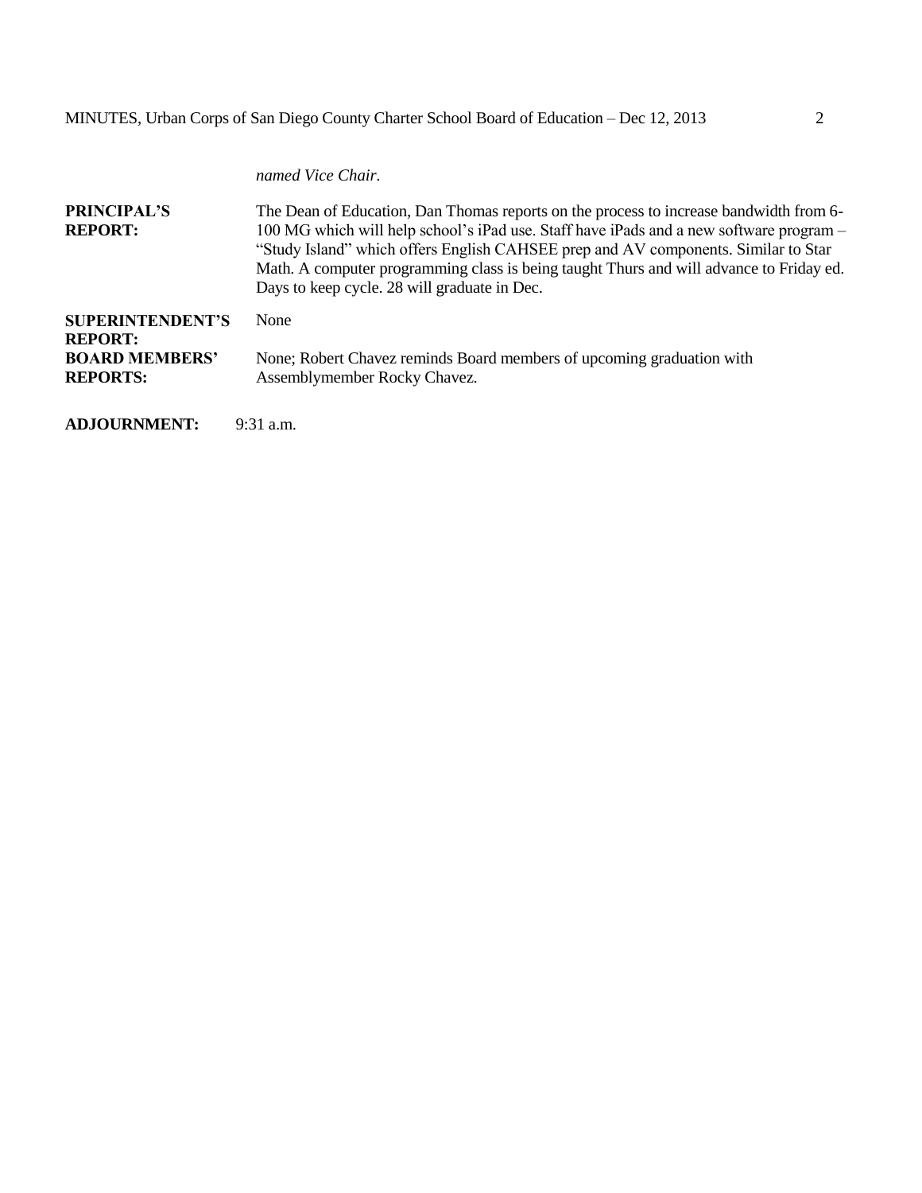*named Vice Chair.*

**PRINCIPAL'S REPORT:** The Dean of Education, Dan Thomas reports on the process to increase bandwidth from 6-100 MG which will help school's iPad use. Staff have iPads and a new software program – "Study Island" which offers English CAHSEE prep and AV components. Similar to Star Math. A computer programming class is being taught Thurs and will advance to Friday ed. Days to keep cycle. 28 will graduate in Dec.

**SUPERINTENDENT'S REPORT:** None

**BOARD MEMBERS' REPORTS:** None; Robert Chavez reminds Board members of upcoming graduation with Assemblymember Rocky Chavez.

**ADJOURNMENT:** 9:31 a.m.